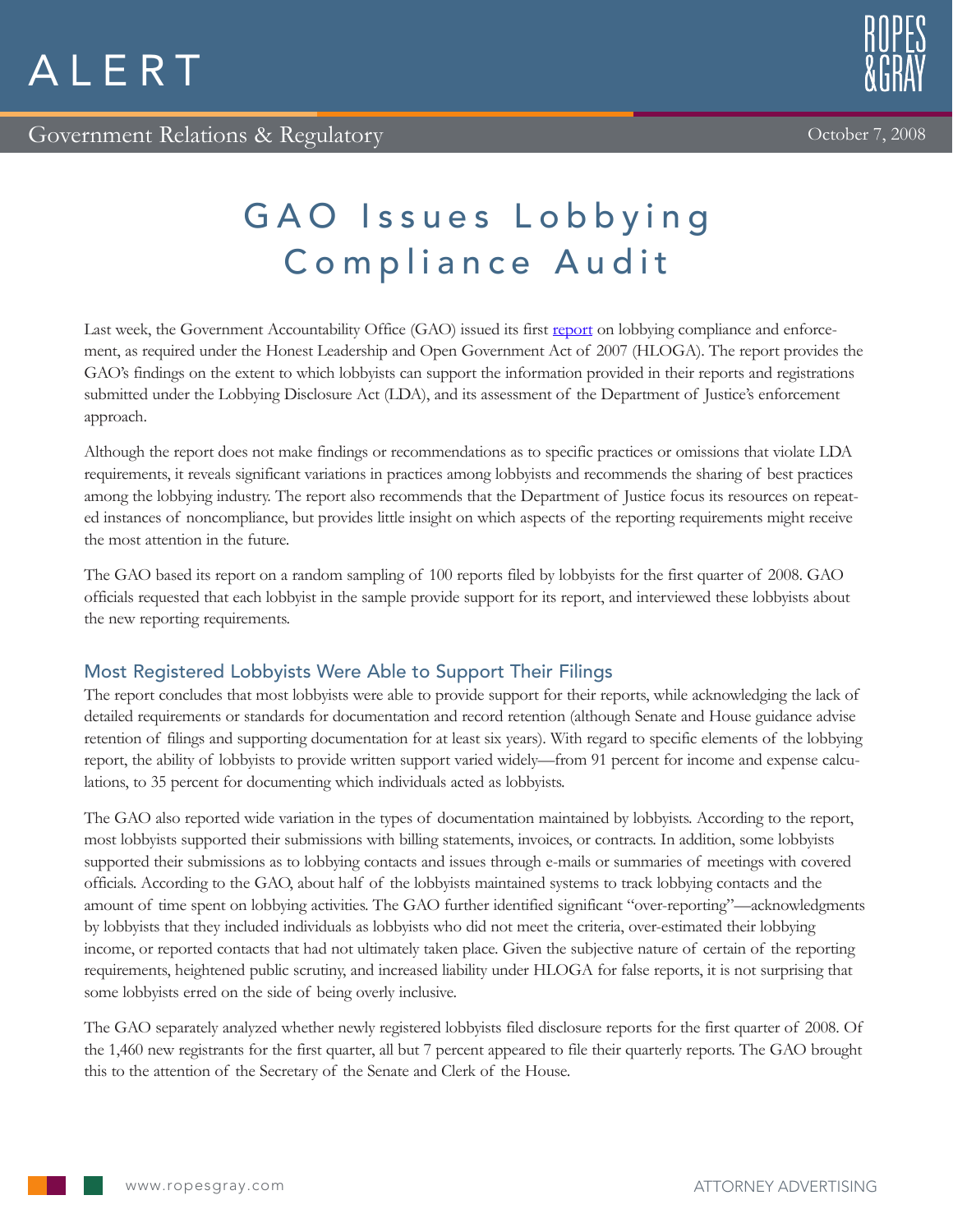# ALERT

Government Relations & Regulatory

October 7, 2008

# GAO Issues Lobbying Compliance Audit

Last week, the Government Accountability Office (GAO) issued its first report on lobbying compliance and enforcement, as required under the Honest Leadership and Open Government Act of 2007 (HLOGA). The report provides the GAO's findings on the extent to which lobbyists can support the information provided in their reports and registrations submitted under the Lobbying Disclosure Act (LDA), and its assessment of the Department of Justice's enforcement approach.

Although the report does not make findings or recommendations as to specific practices or omissions that violate LDA requirements, it reveals significant variations in practices among lobbyists and recommends the sharing of best practices among the lobbying industry. The report also recommends that the Department of Justice focus its resources on repeated instances of noncompliance, but provides little insight on which aspects of the reporting requirements might receive the most attention in the future.

The GAO based its report on a random sampling of 100 reports filed by lobbyists for the first quarter of 2008. GAO officials requested that each lobbyist in the sample provide support for its report, and interviewed these lobbyists about the new reporting requirements.

## Most Registered Lobbyists Were Able to Support Their Filings

The report concludes that most lobbyists were able to provide support for their reports, while acknowledging the lack of detailed requirements or standards for documentation and record retention (although Senate and House guidance advise retention of filings and supporting documentation for at least six years). With regard to specific elements of the lobbying report, the ability of lobbyists to provide written support varied widely—from 91 percent for income and expense calculations, to 35 percent for documenting which individuals acted as lobbyists.

The GAO also reported wide variation in the types of documentation maintained by lobbyists. According to the report, most lobbyists supported their submissions with billing statements, invoices, or contracts. In addition, some lobbyists supported their submissions as to lobbying contacts and issues through e-mails or summaries of meetings with covered officials. According to the GAO, about half of the lobbyists maintained systems to track lobbying contacts and the amount of time spent on lobbying activities. The GAO further identified significant "over-reporting"—acknowledgments by lobbyists that they included individuals as lobbyists who did not meet the criteria, over-estimated their lobbying income, or reported contacts that had not ultimately taken place. Given the subjective nature of certain of the reporting requirements, heightened public scrutiny, and increased liability under HLOGA for false reports, it is not surprising that some lobbyists erred on the side of being overly inclusive.

The GAO separately analyzed whether newly registered lobbyists filed disclosure reports for the first quarter of 2008. Of the 1,460 new registrants for the first quarter, all but 7 percent appeared to file their quarterly reports. The GAO brought this to the attention of the Secretary of the Senate and Clerk of the House.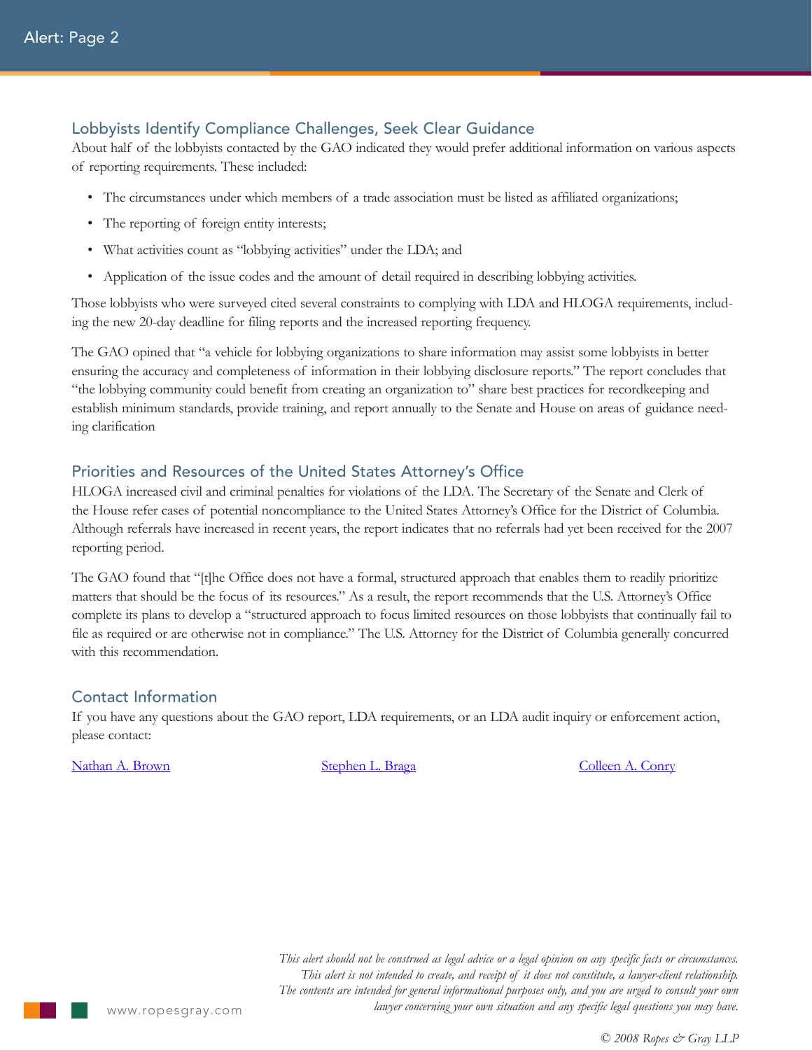## Lobbyists Identify Compliance Challenges, Seek Clear Guidance

About half of the lobbyists contacted by the GAO indicated they would prefer additional information on various aspects of reporting requirements. These included:

- The circumstances under which members of a trade association must be listed as affiliated organizations;
- The reporting of foreign entity interests;
- What activities count as "lobbying activities" under the LDA; and
- Application of the issue codes and the amount of detail required in describing lobbying activities.

Those lobbyists who were surveyed cited several constraints to complying with LDA and HLOGA requirements, including the new 20-day deadline for filing reports and the increased reporting frequency.

The GAO opined that "a vehicle for lobbying organizations to share information may assist some lobbyists in better ensuring the accuracy and completeness of information in their lobbying disclosure reports." The report concludes that "the lobbying community could benefit from creating an organization to" share best practices for recordkeeping and establish minimum standards, provide training, and report annually to the Senate and House on areas of guidance needing clarification

## Priorities and Resources of the United States Attorney's Office

HLOGA increased civil and criminal penalties for violations of the LDA. The Secretary of the Senate and Clerk of the House refer cases of potential noncompliance to the United States Attorney's Office for the District of Columbia. Although referrals have increased in recent years, the report indicates that no referrals had yet been received for the 2007 reporting period.

The GAO found that "[t]he Office does not have a formal, structured approach that enables them to readily prioritize matters that should be the focus of its resources." As a result, the report recommends that the U.S. Attorney's Office complete its plans to develop a "structured approach to focus limited resources on those lobbyists that continually fail to file as required or are otherwise not in compliance." The U.S. Attorney for the District of Columbia generally concurred with this recommendation.

## Contact Information

If you have any questions about the GAO report, LDA requirements, or an LDA audit inquiry or enforcement action, please contact:

Nathan A. Brown    Stephen L. Braga    Colleen A. Conry

*This alert should not be construed as legal advice or a legal opinion on any specific facts or circumstances. This alert is not intended to create, and receipt of it does not constitute, a lawyer-client relationship. The contents are intended for general informational purposes only, and you are urged to consult your own lawyer concerning your own situation and any specific legal questions you may have.*

www.ropesgray.com

*© 2008 Ropes & Gray LLP*